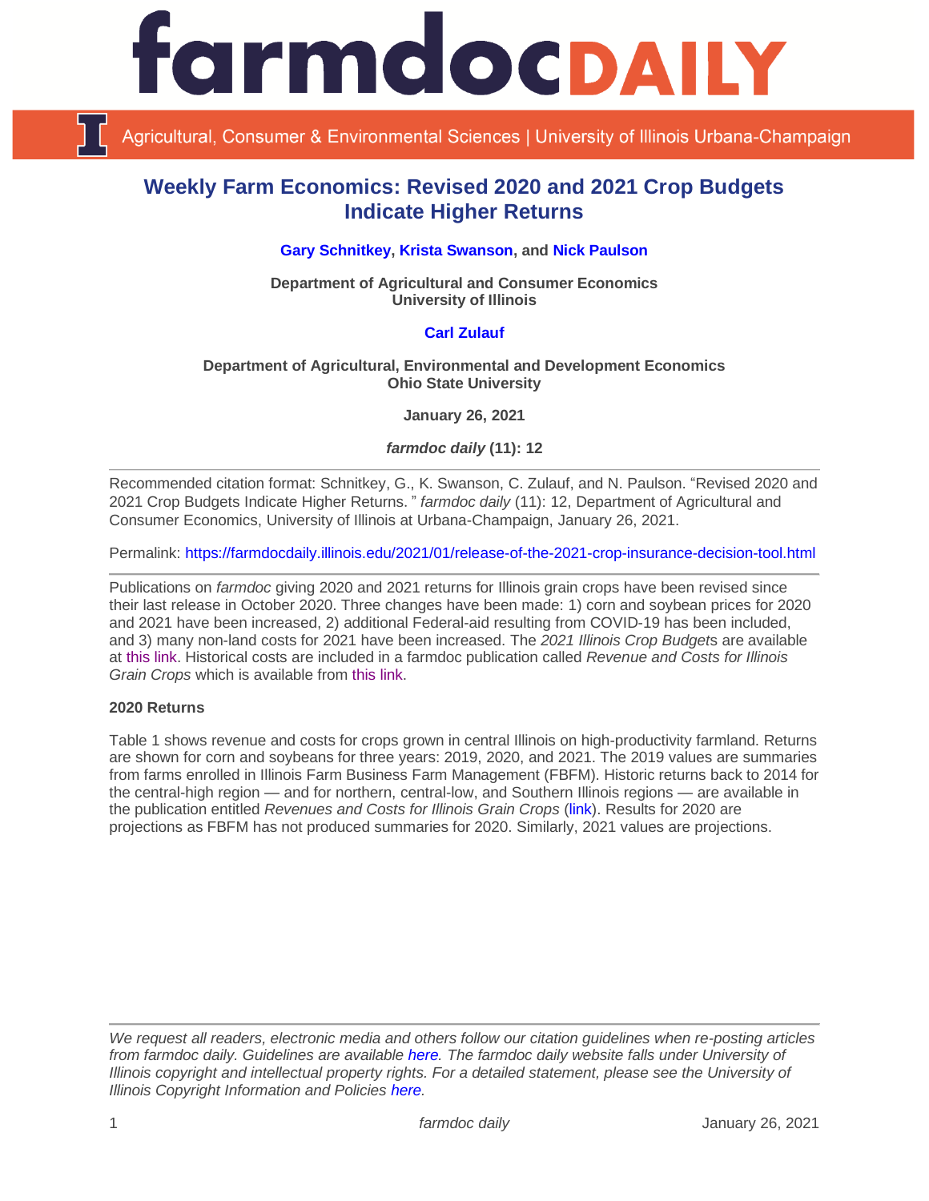# Weekly Farm Economics: Revised 2020 and 2021 Crop Budgets Indicate Higher Returns

**Gary Schnitkey, Krista Swanson, and Nick Paulson**

**Department of Agricultural and Consumer Economics**
**University of Illinois**

**Carl Zulauf**

**Department of Agricultural, Environmental and Development Economics**
**Ohio State University**

**January 26, 2021**

***farmdoc daily* (11): 12**

---

Recommended citation format: Schnitkey, G., K. Swanson, C. Zulauf, and N. Paulson. "Revised 2020 and 2021 Crop Budgets Indicate Higher Returns. " *farmdoc daily* (11): 12, Department of Agricultural and Consumer Economics, University of Illinois at Urbana-Champaign, January 26, 2021.

Permalink: https://farmdocdaily.illinois.edu/2021/01/release-of-the-2021-crop-insurance-decision-tool.html

---

Publications on *farmdoc* giving 2020 and 2021 returns for Illinois grain crops have been revised since their last release in October 2020. Three changes have been made: 1) corn and soybean prices for 2020 and 2021 have been increased, 2) additional Federal-aid resulting from COVID-19 has been included, and 3) many non-land costs for 2021 have been increased. The *2021 Illinois Crop Budget*s are available at this link. Historical costs are included in a farmdoc publication called *Revenue and Costs for Illinois Grain Crops* which is available from this link.

**2020 Returns**

Table 1 shows revenue and costs for crops grown in central Illinois on high-productivity farmland. Returns are shown for corn and soybeans for three years: 2019, 2020, and 2021. The 2019 values are summaries from farms enrolled in Illinois Farm Business Farm Management (FBFM). Historic returns back to 2014 for the central-high region — and for northern, central-low, and Southern Illinois regions — are available in the publication entitled *Revenues and Costs for Illinois Grain Crops* (link). Results for 2020 are projections as FBFM has not produced summaries for 2020. Similarly, 2021 values are projections.

---

*We request all readers, electronic media and others follow our citation guidelines when re-posting articles from farmdoc daily. Guidelines are available here. The farmdoc daily website falls under University of Illinois copyright and intellectual property rights. For a detailed statement, please see the University of Illinois Copyright Information and Policies here.*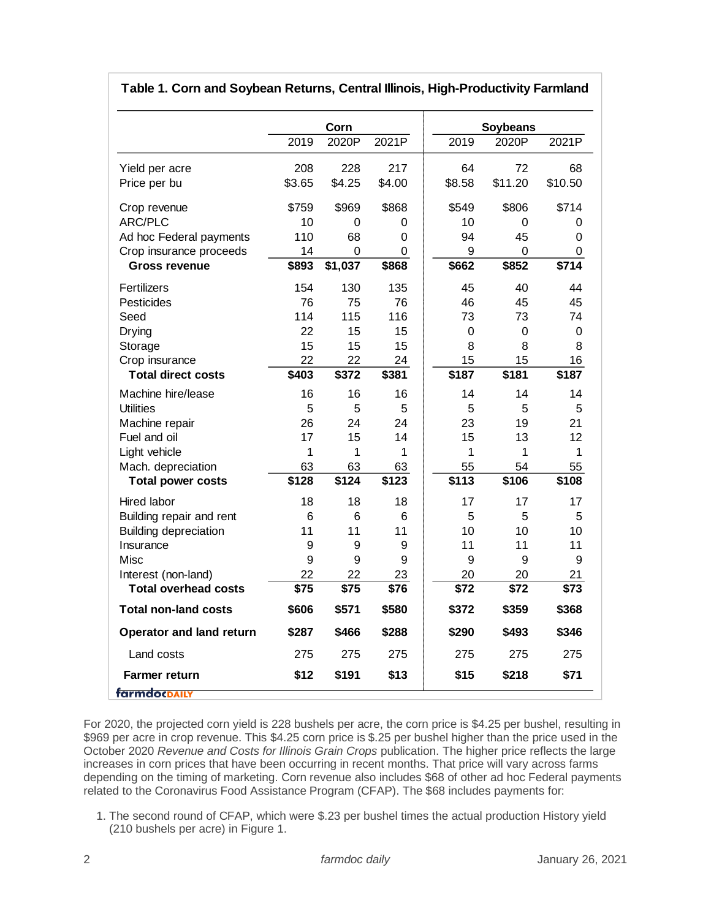**Table 1. Corn and Soybean Returns, Central Illinois, High-Productivity Farmland**

| | Corn | | | Soybeans | | |
|---|---|---|---|---|---|---|
| | 2019 | 2020P | 2021P | 2019 | 2020P | 2021P |
| Yield per acre | 208 | 228 | 217 | 64 | 72 | 68 |
| Price per bu | $3.65 | $4.25 | $4.00 | $8.58 | $11.20 | $10.50 |
| Crop revenue | $759 | $969 | $868 | $549 | $806 | $714 |
| ARC/PLC | 10 | 0 | 0 | 10 | 0 | 0 |
| Ad hoc Federal payments | 110 | 68 | 0 | 94 | 45 | 0 |
| Crop insurance proceeds | 14 | 0 | 0 | 9 | 0 | 0 |
| **Gross revenue** | **$893** | **$1,037** | **$868** | **$662** | **$852** | **$714** |
| Fertilizers | 154 | 130 | 135 | 45 | 40 | 44 |
| Pesticides | 76 | 75 | 76 | 46 | 45 | 45 |
| Seed | 114 | 115 | 116 | 73 | 73 | 74 |
| Drying | 22 | 15 | 15 | 0 | 0 | 0 |
| Storage | 15 | 15 | 15 | 8 | 8 | 8 |
| Crop insurance | 22 | 22 | 24 | 15 | 15 | 16 |
| **Total direct costs** | **$403** | **$372** | **$381** | **$187** | **$181** | **$187** |
| Machine hire/lease | 16 | 16 | 16 | 14 | 14 | 14 |
| Utilities | 5 | 5 | 5 | 5 | 5 | 5 |
| Machine repair | 26 | 24 | 24 | 23 | 19 | 21 |
| Fuel and oil | 17 | 15 | 14 | 15 | 13 | 12 |
| Light vehicle | 1 | 1 | 1 | 1 | 1 | 1 |
| Mach. depreciation | 63 | 63 | 63 | 55 | 54 | 55 |
| **Total power costs** | **$128** | **$124** | **$123** | **$113** | **$106** | **$108** |
| Hired labor | 18 | 18 | 18 | 17 | 17 | 17 |
| Building repair and rent | 6 | 6 | 6 | 5 | 5 | 5 |
| Building depreciation | 11 | 11 | 11 | 10 | 10 | 10 |
| Insurance | 9 | 9 | 9 | 11 | 11 | 11 |
| Misc | 9 | 9 | 9 | 9 | 9 | 9 |
| Interest (non-land) | 22 | 22 | 23 | 20 | 20 | 21 |
| **Total overhead costs** | **$75** | **$75** | **$76** | **$72** | **$72** | **$73** |
| **Total non-land costs** | **$606** | **$571** | **$580** | **$372** | **$359** | **$368** |
| **Operator and land return** | **$287** | **$466** | **$288** | **$290** | **$493** | **$346** |
| Land costs | 275 | 275 | 275 | 275 | 275 | 275 |
| **Farmer return** | **$12** | **$191** | **$13** | **$15** | **$218** | **$71** |

farmdocDAILY

For 2020, the projected corn yield is 228 bushels per acre, the corn price is $4.25 per bushel, resulting in $969 per acre in crop revenue. This $4.25 corn price is $.25 per bushel higher than the price used in the October 2020 *Revenue and Costs for Illinois Grain Crops* publication. The higher price reflects the large increases in corn prices that have been occurring in recent months. That price will vary across farms depending on the timing of marketing. Corn revenue also includes $68 of other ad hoc Federal payments related to the Coronavirus Food Assistance Program (CFAP). The $68 includes payments for:

1. The second round of CFAP, which were $.23 per bushel times the actual production History yield (210 bushels per acre) in Figure 1.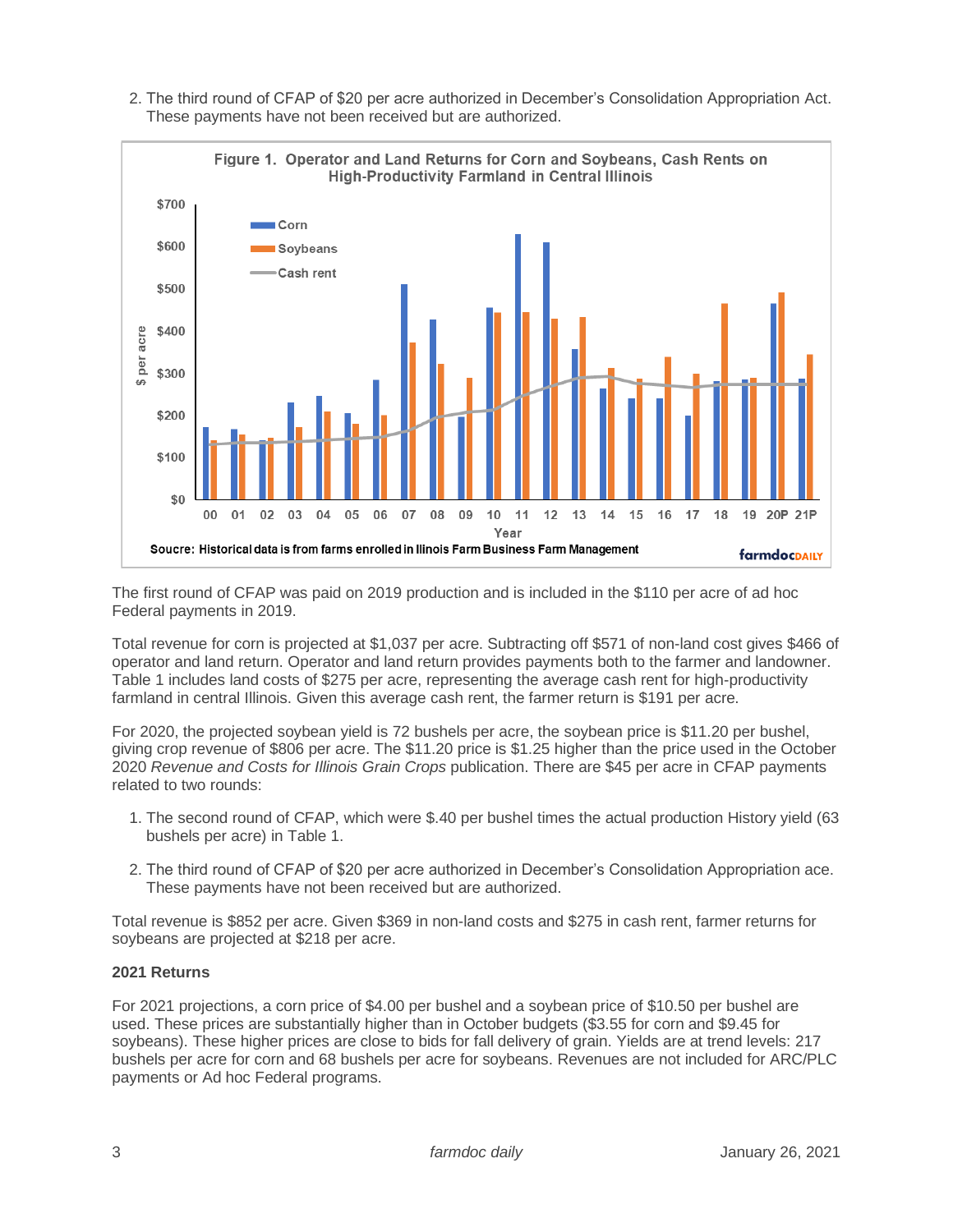2. The third round of CFAP of $20 per acre authorized in December's Consolidation Appropriation Act. These payments have not been received but are authorized.

Figure 1. Operator and Land Returns for Corn and Soybeans, Cash Rents on High-Productivity Farmland in Central Illinois

Soucre: Historical data is from farms enrolled in Ilinois Farm Business Farm Management

The first round of CFAP was paid on 2019 production and is included in the $110 per acre of ad hoc Federal payments in 2019.

Total revenue for corn is projected at $1,037 per acre. Subtracting off $571 of non-land cost gives $466 of operator and land return. Operator and land return provides payments both to the farmer and landowner. Table 1 includes land costs of $275 per acre, representing the average cash rent for high-productivity farmland in central Illinois. Given this average cash rent, the farmer return is $191 per acre.

For 2020, the projected soybean yield is 72 bushels per acre, the soybean price is $11.20 per bushel, giving crop revenue of $806 per acre. The $11.20 price is $1.25 higher than the price used in the October 2020 *Revenue and Costs for Illinois Grain Crops* publication. There are $45 per acre in CFAP payments related to two rounds:

1. The second round of CFAP, which were $.40 per bushel times the actual production History yield (63 bushels per acre) in Table 1.
2. The third round of CFAP of $20 per acre authorized in December's Consolidation Appropriation ace. These payments have not been received but are authorized.

Total revenue is $852 per acre. Given $369 in non-land costs and $275 in cash rent, farmer returns for soybeans are projected at $218 per acre.

**2021 Returns**

For 2021 projections, a corn price of $4.00 per bushel and a soybean price of $10.50 per bushel are used. These prices are substantially higher than in October budgets ($3.55 for corn and $9.45 for soybeans). These higher prices are close to bids for fall delivery of grain. Yields are at trend levels: 217 bushels per acre for corn and 68 bushels per acre for soybeans. Revenues are not included for ARC/PLC payments or Ad hoc Federal programs.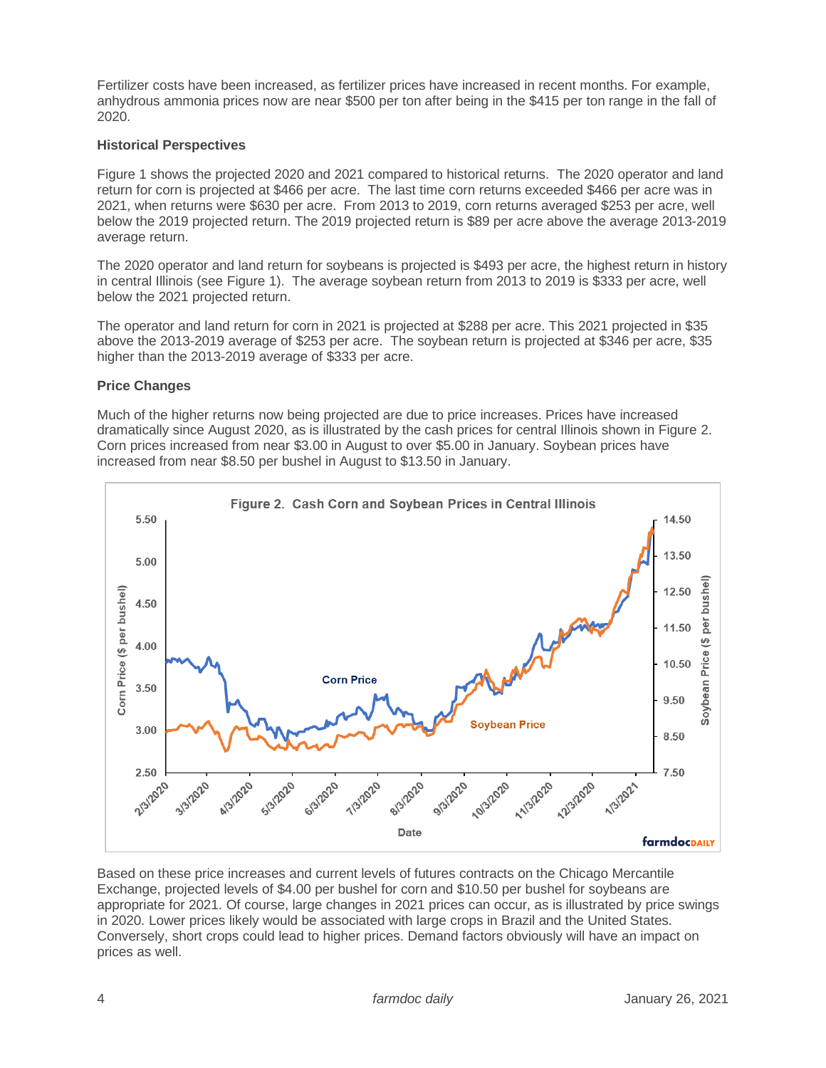Fertilizer costs have been increased, as fertilizer prices have increased in recent months. For example, anhydrous ammonia prices now are near $500 per ton after being in the $415 per ton range in the fall of 2020.

### Historical Perspectives

Figure 1 shows the projected 2020 and 2021 compared to historical returns. The 2020 operator and land return for corn is projected at $466 per acre. The last time corn returns exceeded $466 per acre was in 2021, when returns were $630 per acre. From 2013 to 2019, corn returns averaged $253 per acre, well below the 2019 projected return. The 2019 projected return is $89 per acre above the average 2013-2019 average return.

The 2020 operator and land return for soybeans is projected is $493 per acre, the highest return in history in central Illinois (see Figure 1). The average soybean return from 2013 to 2019 is $333 per acre, well below the 2021 projected return.

The operator and land return for corn in 2021 is projected at $288 per acre. This 2021 projected in $35 above the 2013-2019 average of $253 per acre. The soybean return is projected at $346 per acre, $35 higher than the 2013-2019 average of $333 per acre.

### Price Changes

Much of the higher returns now being projected are due to price increases. Prices have increased dramatically since August 2020, as is illustrated by the cash prices for central Illinois shown in Figure 2. Corn prices increased from near $3.00 in August to over $5.00 in January. Soybean prices have increased from near $8.50 per bushel in August to $13.50 in January.

Figure 2. Cash Corn and Soybean Prices in Central Illinois

Based on these price increases and current levels of futures contracts on the Chicago Mercantile Exchange, projected levels of $4.00 per bushel for corn and $10.50 per bushel for soybeans are appropriate for 2021. Of course, large changes in 2021 prices can occur, as is illustrated by price swings in 2020. Lower prices likely would be associated with large crops in Brazil and the United States. Conversely, short crops could lead to higher prices. Demand factors obviously will have an impact on prices as well.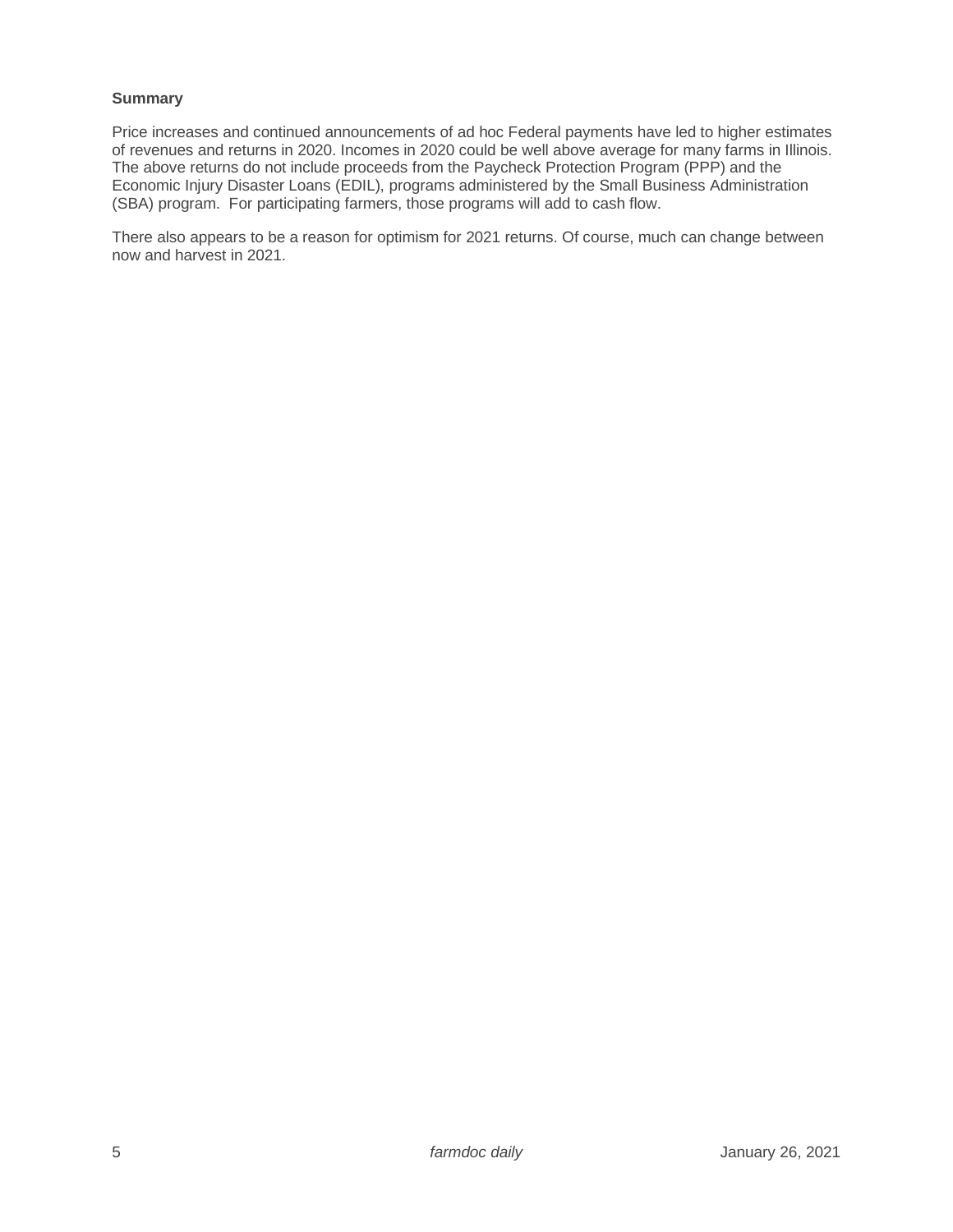**Summary**

Price increases and continued announcements of ad hoc Federal payments have led to higher estimates of revenues and returns in 2020. Incomes in 2020 could be well above average for many farms in Illinois. The above returns do not include proceeds from the Paycheck Protection Program (PPP) and the Economic Injury Disaster Loans (EDIL), programs administered by the Small Business Administration (SBA) program. For participating farmers, those programs will add to cash flow.

There also appears to be a reason for optimism for 2021 returns. Of course, much can change between now and harvest in 2021.